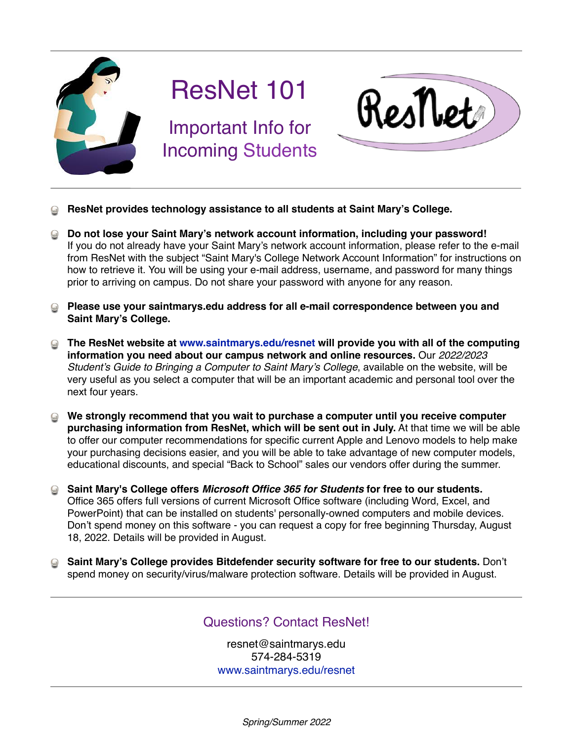# ResNet 101

## Important Info for Incoming Students

- **ResNet provides technology assistance to all students at Saint Mary's College.**

- **Do not lose your Saint Mary's network account information, including your password!** If you do not already have your Saint Mary's network account information, please refer to the e-mail from ResNet with the subject "Saint Mary's College Network Account Information" for instructions on how to retrieve it. You will be using your e-mail address, username, and password for many things prior to arriving on campus. Do not share your password with anyone for any reason.

- **Please use your saintmarys.edu address for all e-mail correspondence between you and Saint Mary's College.**

- **The ResNet website at www.saintmarys.edu/resnet will provide you with all of the computing information you need about our campus network and online resources.** Our *2022/2023 Student's Guide to Bringing a Computer to Saint Mary's College*, available on the website, will be very useful as you select a computer that will be an important academic and personal tool over the next four years.

- **We strongly recommend that you wait to purchase a computer until you receive computer purchasing information from ResNet, which will be sent out in July.** At that time we will be able to offer our computer recommendations for specific current Apple and Lenovo models to help make your purchasing decisions easier, and you will be able to take advantage of new computer models, educational discounts, and special "Back to School" sales our vendors offer during the summer.

- **Saint Mary's College offers *Microsoft Office 365 for Students* for free to our students.** Office 365 offers full versions of current Microsoft Office software (including Word, Excel, and PowerPoint) that can be installed on students' personally-owned computers and mobile devices. Don't spend money on this software - you can request a copy for free beginning Thursday, August 18, 2022. Details will be provided in August.

- **Saint Mary's College provides Bitdefender security software for free to our students.** Don't spend money on security/virus/malware protection software. Details will be provided in August.

---

### Questions? Contact ResNet!

resnet@saintmarys.edu
574-284-5319
www.saintmarys.edu/resnet

*Spring/Summer 2022*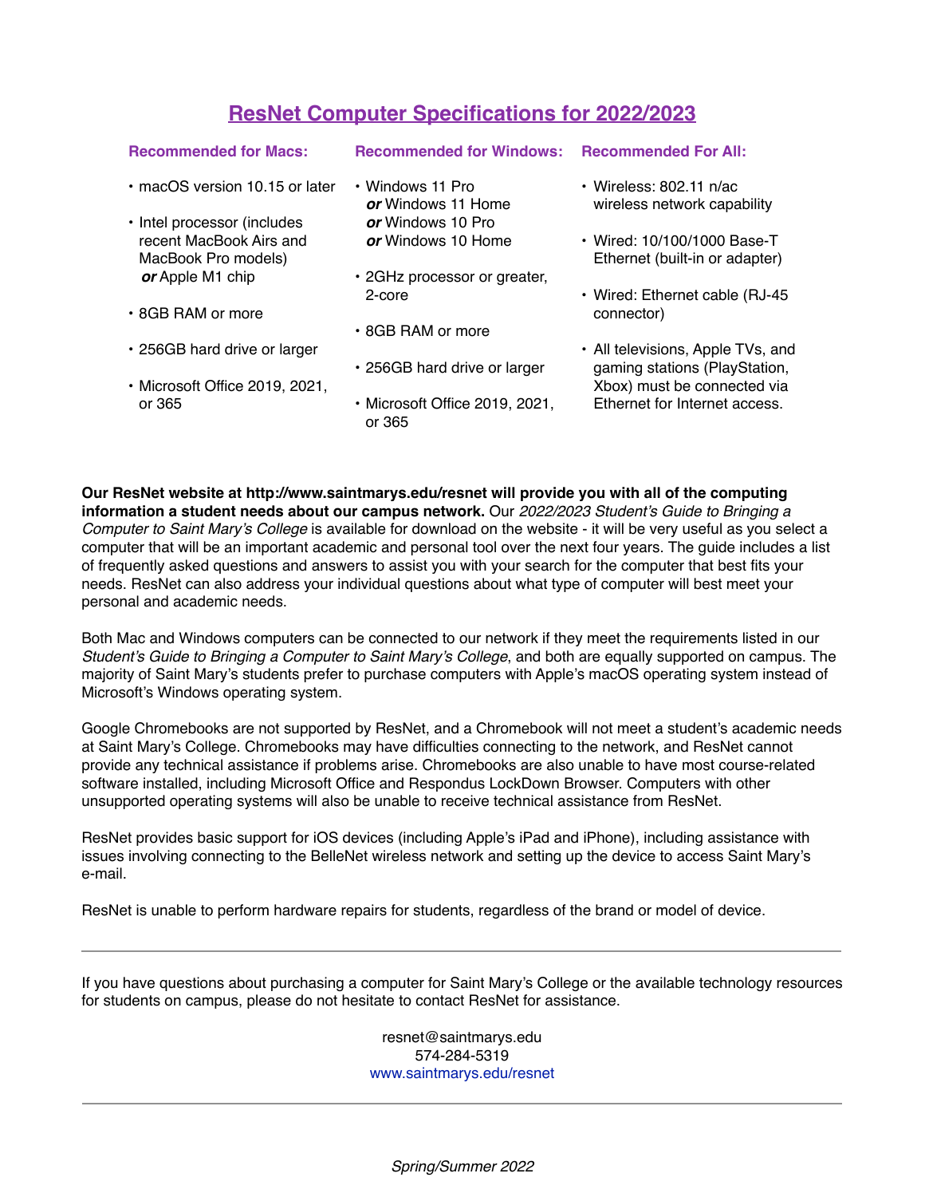# ResNet Computer Specifications for 2022/2023

### Recommended for Macs:

- macOS version 10.15 or later
- Intel processor (includes recent MacBook Airs and MacBook Pro models) ***or*** Apple M1 chip
- 8GB RAM or more
- 256GB hard drive or larger
- Microsoft Office 2019, 2021, or 365

### Recommended for Windows:

- Windows 11 Pro
  ***or*** Windows 11 Home
  ***or*** Windows 10 Pro
  ***or*** Windows 10 Home
- 2GHz processor or greater, 2-core
- 8GB RAM or more
- 256GB hard drive or larger
- Microsoft Office 2019, 2021, or 365

### Recommended For All:

- Wireless: 802.11 n/ac wireless network capability
- Wired: 10/100/1000 Base-T Ethernet (built-in or adapter)
- Wired: Ethernet cable (RJ-45 connector)
- All televisions, Apple TVs, and gaming stations (PlayStation, Xbox) must be connected via Ethernet for Internet access.

**Our ResNet website at http://www.saintmarys.edu/resnet will provide you with all of the computing information a student needs about our campus network.** Our *2022/2023 Student's Guide to Bringing a Computer to Saint Mary's College* is available for download on the website - it will be very useful as you select a computer that will be an important academic and personal tool over the next four years. The guide includes a list of frequently asked questions and answers to assist you with your search for the computer that best fits your needs. ResNet can also address your individual questions about what type of computer will best meet your personal and academic needs.

Both Mac and Windows computers can be connected to our network if they meet the requirements listed in our *Student's Guide to Bringing a Computer to Saint Mary's College*, and both are equally supported on campus. The majority of Saint Mary's students prefer to purchase computers with Apple's macOS operating system instead of Microsoft's Windows operating system.

Google Chromebooks are not supported by ResNet, and a Chromebook will not meet a student's academic needs at Saint Mary's College. Chromebooks may have difficulties connecting to the network, and ResNet cannot provide any technical assistance if problems arise. Chromebooks are also unable to have most course-related software installed, including Microsoft Office and Respondus LockDown Browser. Computers with other unsupported operating systems will also be unable to receive technical assistance from ResNet.

ResNet provides basic support for iOS devices (including Apple's iPad and iPhone), including assistance with issues involving connecting to the BelleNet wireless network and setting up the device to access Saint Mary's e-mail.

ResNet is unable to perform hardware repairs for students, regardless of the brand or model of device.

---

If you have questions about purchasing a computer for Saint Mary's College or the available technology resources for students on campus, please do not hesitate to contact ResNet for assistance.

resnet@saintmarys.edu
574-284-5319
www.saintmarys.edu/resnet

---

*Spring/Summer 2022*